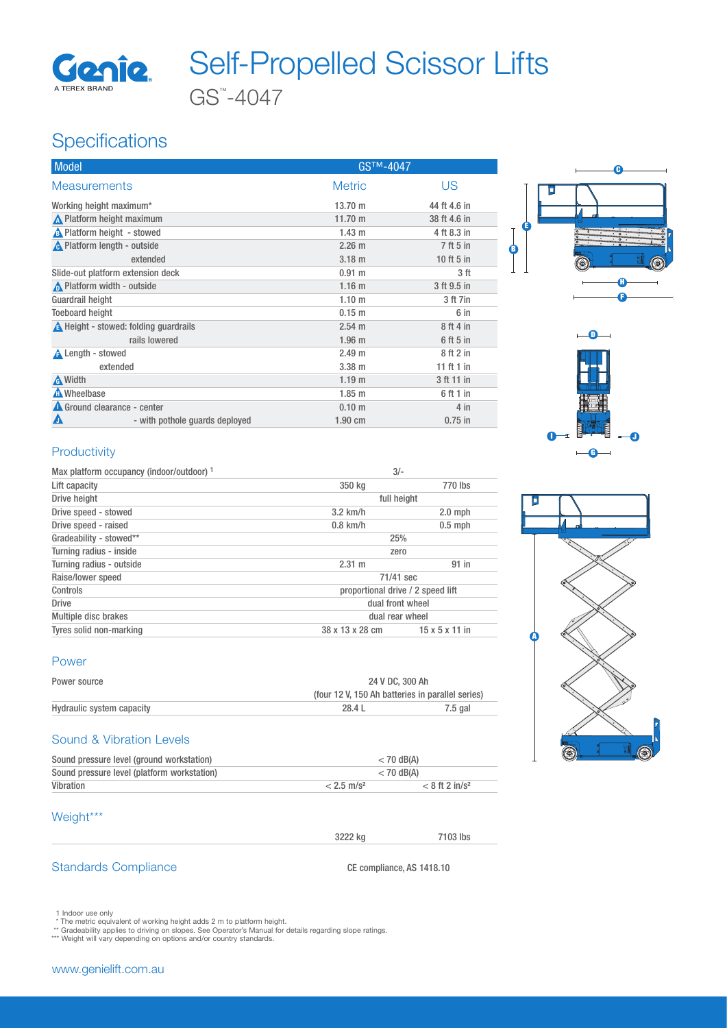# Self-Propelled Scissor Lifts

GS™-4047

## Specifications

| Model | GS™-4047 | |
|---|---|---|
| **Measurements** | **Metric** | **US** |
| Working height maximum* | 13.70 m | 44 ft 4.6 in |
| A Platform height maximum | 11.70 m | 38 ft 4.6 in |
| B Platform height - stowed | 1.43 m | 4 ft 8.3 in |
| C Platform length - outside | 2.26 m | 7 ft 5 in |
| extended | 3.18 m | 10 ft 5 in |
| Slide-out platform extension deck | 0.91 m | 3 ft |
| D Platform width - outside | 1.16 m | 3 ft 9.5 in |
| Guardrail height | 1.10 m | 3 ft 7in |
| Toeboard height | 0.15 m | 6 in |
| E Height - stowed: folding guardrails | 2.54 m | 8 ft 4 in |
| rails lowered | 1.96 m | 6 ft 5 in |
| F Length - stowed | 2.49 m | 8 ft 2 in |
| extended | 3.38 m | 11 ft 1 in |
| G Width | 1.19 m | 3 ft 11 in |
| H Wheelbase | 1.85 m | 6 ft 1 in |
| I Ground clearance - center | 0.10 m | 4 in |
| J - with pothole guards deployed | 1.90 cm | 0.75 in |

### Productivity

| | | |
|---|---|---|
| Max platform occupancy (indoor/outdoor) [1] | 3/- | |
| Lift capacity | 350 kg | 770 lbs |
| Drive height | full height | |
| Drive speed - stowed | 3.2 km/h | 2.0 mph |
| Drive speed - raised | 0.8 km/h | 0.5 mph |
| Gradeability - stowed** | 25% | |
| Turning radius - inside | zero | |
| Turning radius - outside | 2.31 m | 91 in |
| Raise/lower speed | 71/41 sec | |
| Controls | proportional drive / 2 speed lift | |
| Drive | dual front wheel | |
| Multiple disc brakes | dual rear wheel | |
| Tyres solid non-marking | 38 x 13 x 28 cm | 15 x 5 x 11 in |

### Power

| | | |
|---|---|---|
| Power source | 24 V DC, 300 Ah (four 12 V, 150 Ah batteries in parallel series) | |
| Hydraulic system capacity | 28.4 L | 7.5 gal |

### Sound & Vibration Levels

| | | |
|---|---|---|
| Sound pressure level (ground workstation) | < 70 dB(A) | |
| Sound pressure level (platform workstation) | < 70 dB(A) | |
| Vibration | < 2.5 m/s² | < 8 ft 2 in/s² |

### Weight***

| | |
|---|---|
| 3222 kg | 7103 lbs |

### Standards Compliance

CE compliance, AS 1418.10

1 Indoor use only
\* The metric equivalent of working height adds 2 m to platform height.
\** Gradeability applies to driving on slopes. See Operator's Manual for details regarding slope ratings.
\*** Weight will vary depending on options and/or country standards.

www.genielift.com.au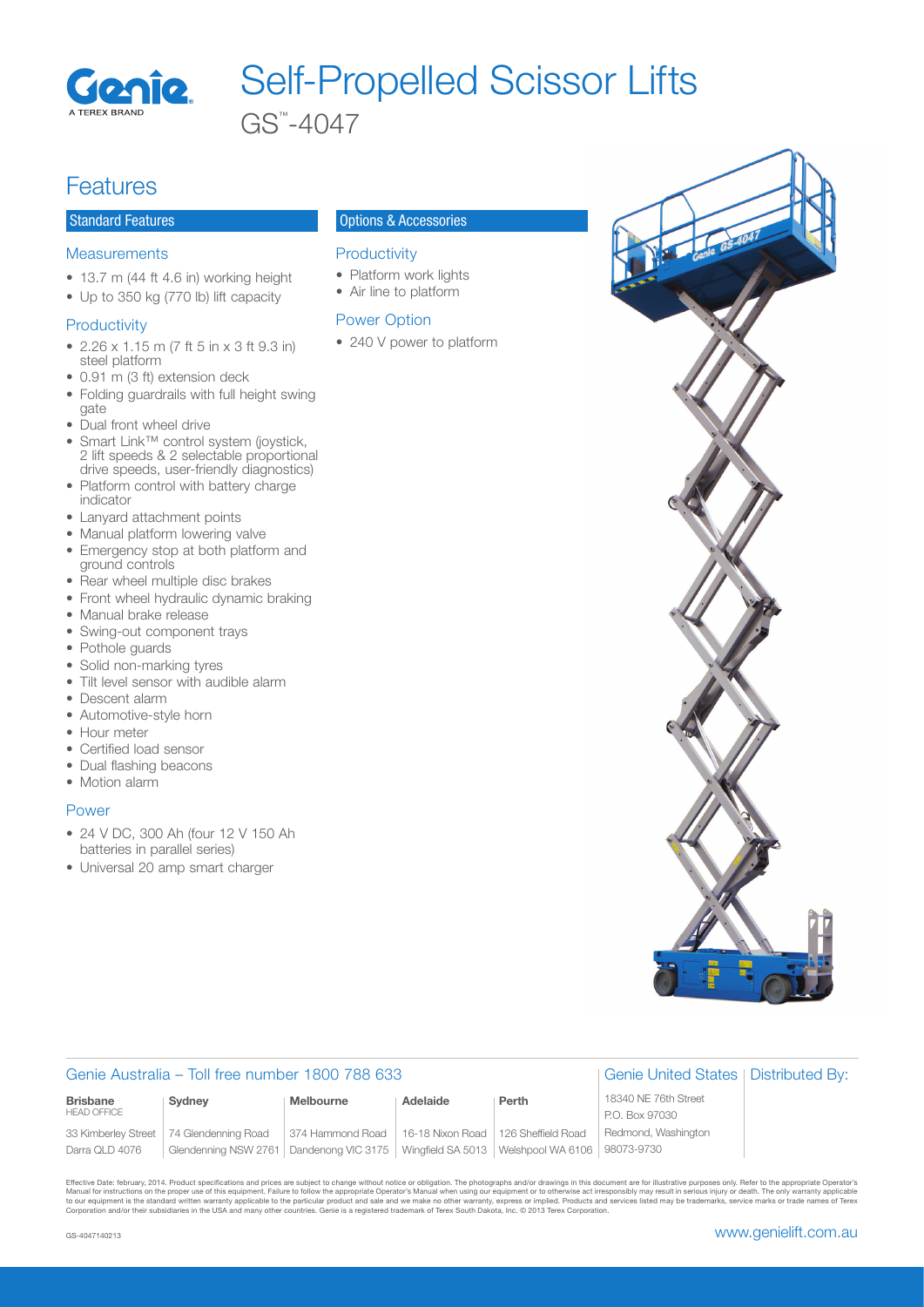# Self-Propelled Scissor Lifts

GS™-4047

## Features

### Standard Features

#### Measurements

- 13.7 m (44 ft 4.6 in) working height
- Up to 350 kg (770 lb) lift capacity

#### Productivity

- 2.26 x 1.15 m (7 ft 5 in x 3 ft 9.3 in) steel platform
- 0.91 m (3 ft) extension deck
- Folding guardrails with full height swing gate
- Dual front wheel drive
- Smart Link™ control system (joystick, 2 lift speeds & 2 selectable proportional drive speeds, user-friendly diagnostics)
- Platform control with battery charge indicator
- Lanyard attachment points
- Manual platform lowering valve
- Emergency stop at both platform and ground controls
- Rear wheel multiple disc brakes
- Front wheel hydraulic dynamic braking
- Manual brake release
- Swing-out component trays
- Pothole guards
- Solid non-marking tyres
- Tilt level sensor with audible alarm
- Descent alarm
- Automotive-style horn
- Hour meter
- Certified load sensor
- Dual flashing beacons
- Motion alarm

#### Power

- 24 V DC, 300 Ah (four 12 V 150 Ah batteries in parallel series)
- Universal 20 amp smart charger

### Options & Accessories

#### Productivity

- Platform work lights
- Air line to platform

#### Power Option

- 240 V power to platform

### Genie Australia – Toll free number 1800 788 633

| Brisbane HEAD OFFICE | Sydney | Melbourne | Adelaide | Perth |
|---|---|---|---|---|
| 33 Kimberley Street | 74 Glendenning Road | 374 Hammond Road | 16-18 Nixon Road | 126 Sheffield Road |
| Darra QLD 4076 | Glendenning NSW 2761 | Dandenong VIC 3175 | Wingfield SA 5013 | Welshpool WA 6106 |

### Genie United States

18340 NE 76th Street
P.O. Box 97030
Redmond, Washington
98073-9730

### Distributed By:

Effective Date: february, 2014. Product specifications and prices are subject to change without notice or obligation. The photographs and/or drawings in this document are for illustrative purposes only. Refer to the appropriate Operator's Manual for instructions on the proper use of this equipment. Failure to follow the appropriate Operator's Manual when using our equipment or to otherwise act irresponsibly may result in serious injury or death. The only warranty applicable to our equipment is the standard written warranty applicable to the particular product and sale and we make no other warranty, express or implied. Products and services listed may be trademarks, service marks or trade names of Terex Corporation and/or their subsidiaries in the USA and many other countries. Genie is a registered trademark of Terex South Dakota, Inc. © 2013 Terex Corporation.

GS-4047140213

www.genielift.com.au